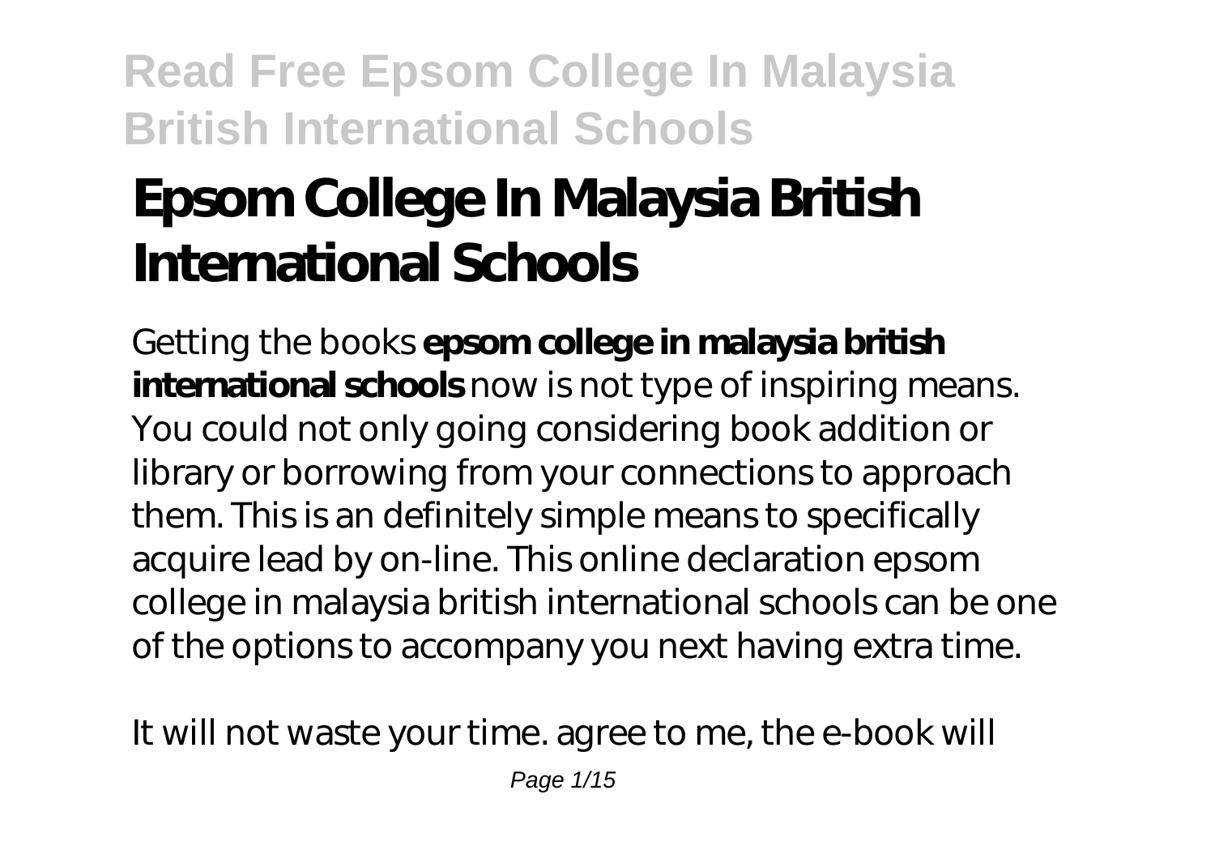# Epsom College In Malaysia British International Schools

Getting the books **epsom college in malaysia british international schools** now is not type of inspiring means. You could not only going considering book addition or library or borrowing from your connections to approach them. This is an definitely simple means to specifically acquire lead by on-line. This online declaration epsom college in malaysia british international schools can be one of the options to accompany you next having extra time.

It will not waste your time. agree to me, the e-book will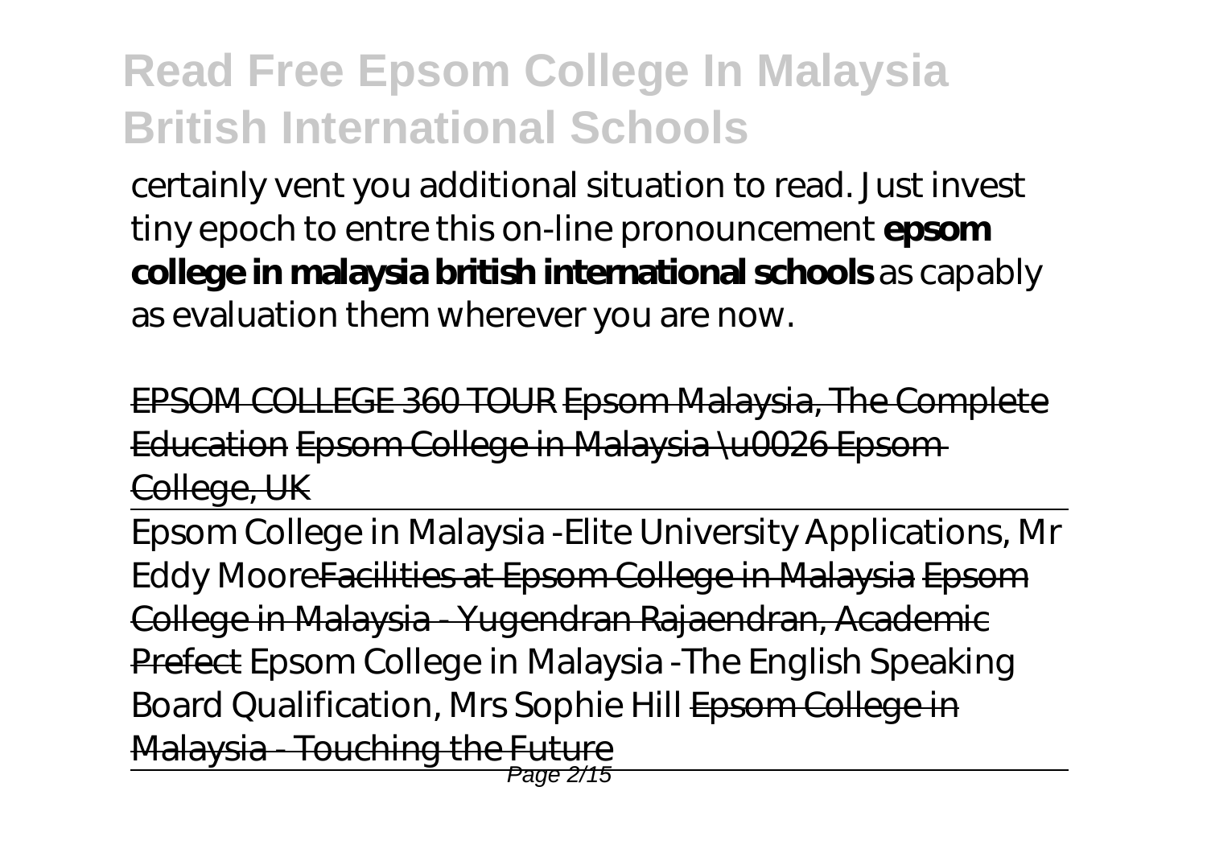certainly vent you additional situation to read. Just invest tiny epoch to entre this on-line pronouncement **epsom college in malaysia british international schools** as capably as evaluation them wherever you are now.

~~EPSOM COLLEGE 360 TOUR~~ ~~Epsom Malaysia, The Complete Education~~ ~~Epsom College in Malaysia \u0026 Epsom College, UK~~

Epsom College in Malaysia -Elite University Applications, Mr Eddy Moore~~Facilities at Epsom College in Malaysia~~ ~~Epsom College in Malaysia - Yugendran Rajaendran, Academic Prefect~~ Epsom College in Malaysia -The English Speaking Board Qualification, Mrs Sophie Hill ~~Epsom College in Malaysia - Touching the Future~~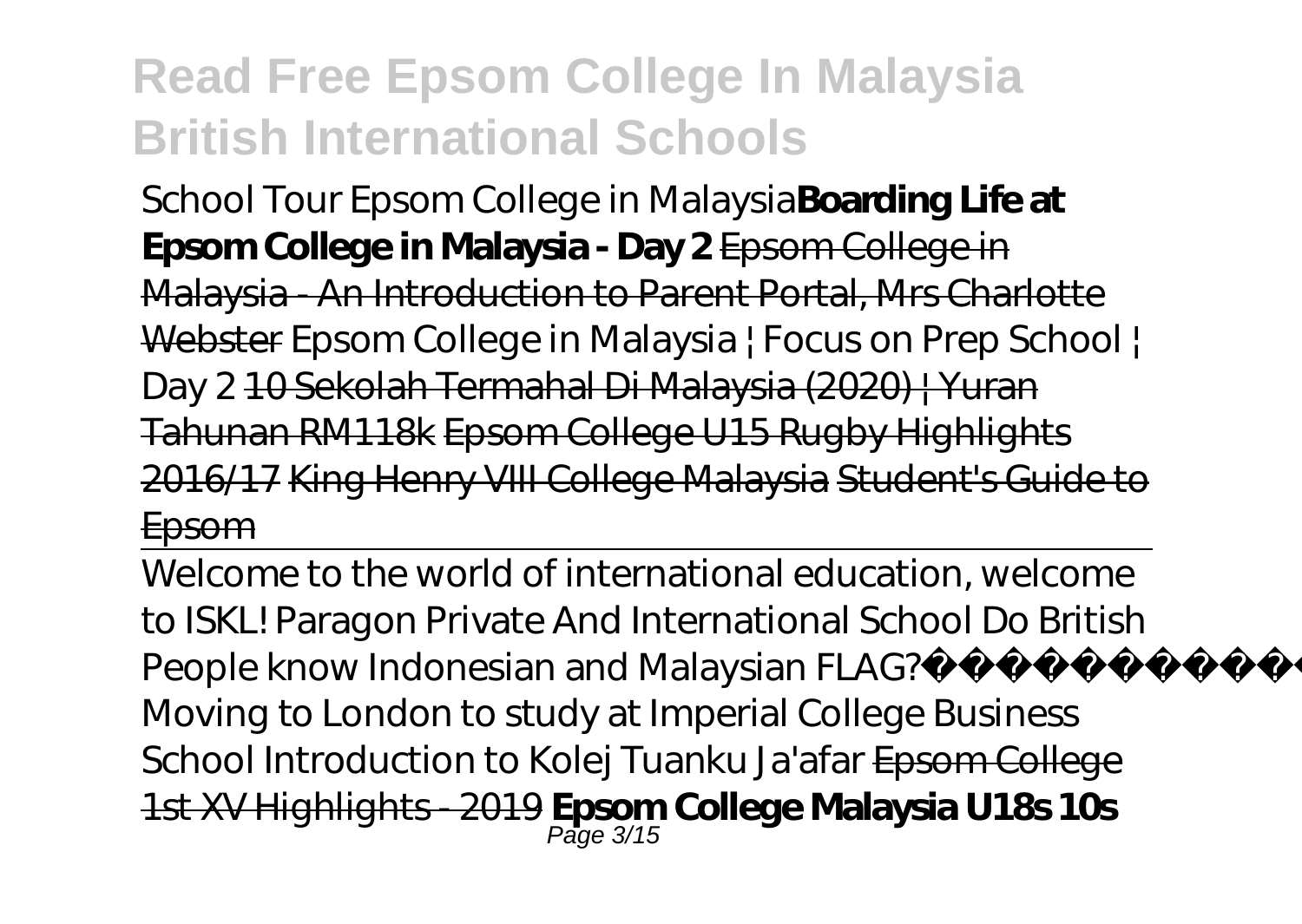# Read Free Epsom College In Malaysia British International Schools

*School Tour Epsom College in Malaysia* **Boarding Life at Epsom College in Malaysia - Day 2** Epsom College in Malaysia - An Introduction to Parent Portal, Mrs Charlotte Webster *Epsom College in Malaysia | Focus on Prep School | Day 2* 10 Sekolah Termahal Di Malaysia (2020) | Yuran Tahunan RM118k Epsom College U15 Rugby Highlights 2016/17 King Henry VIII College Malaysia Student's Guide to Epsom

---

*Welcome to the world of international education, welcome to ISKL! Paragon Private And International School Do British People know Indonesian and Malaysian FLAG? Moving to London to study at Imperial College Business School Introduction to Kolej Tuanku Ja'afar* Epsom College 1st XV Highlights - 2019 **Epsom College Malaysia U18s 10s**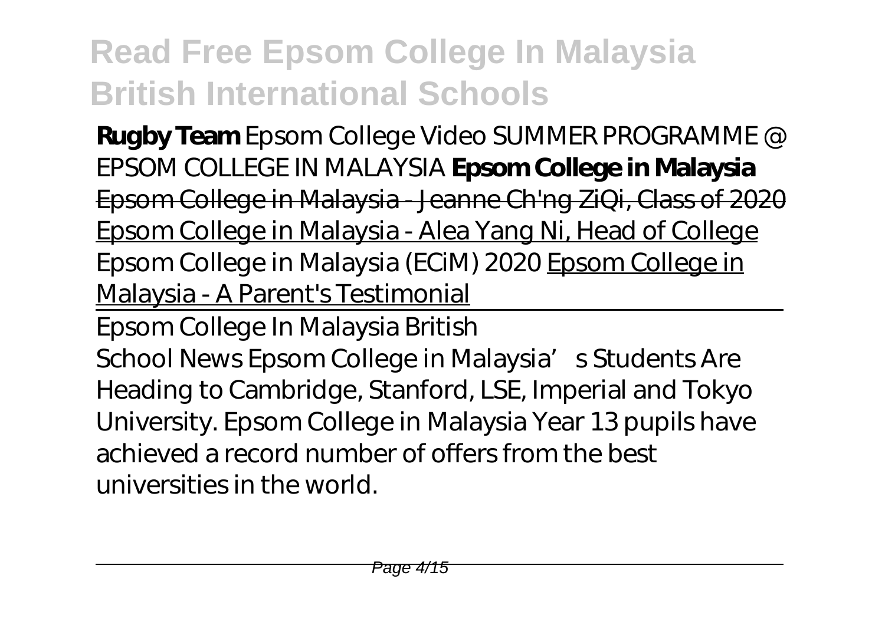**Rugby Team** *Epsom College Video SUMMER PROGRAMME @ EPSOM COLLEGE IN MALAYSIA* **Epsom College in Malaysia** ~~Epsom College in Malaysia - Jeanne Ch'ng ZiQi, Class of 2020~~ Epsom College in Malaysia - Alea Yang Ni, Head of College *Epsom College in Malaysia (ECiM) 2020* Epsom College in Malaysia - A Parent's Testimonial

Epsom College In Malaysia British

School News Epsom College in Malaysia's Students Are Heading to Cambridge, Stanford, LSE, Imperial and Tokyo University. Epsom College in Malaysia Year 13 pupils have achieved a record number of offers from the best universities in the world.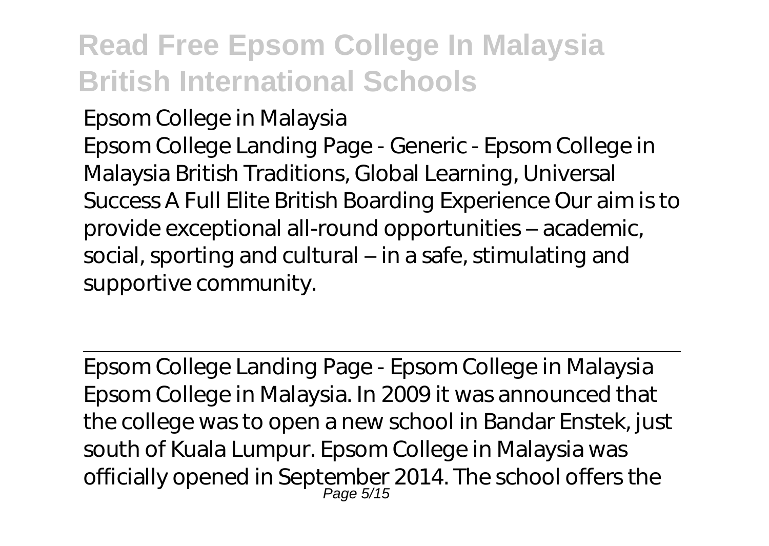Epsom College in Malaysia

Epsom College Landing Page - Generic - Epsom College in Malaysia British Traditions, Global Learning, Universal Success A Full Elite British Boarding Experience Our aim is to provide exceptional all-round opportunities – academic, social, sporting and cultural – in a safe, stimulating and supportive community.

Epsom College Landing Page - Epsom College in Malaysia

Epsom College in Malaysia. In 2009 it was announced that the college was to open a new school in Bandar Enstek, just south of Kuala Lumpur. Epsom College in Malaysia was officially opened in September 2014. The school offers the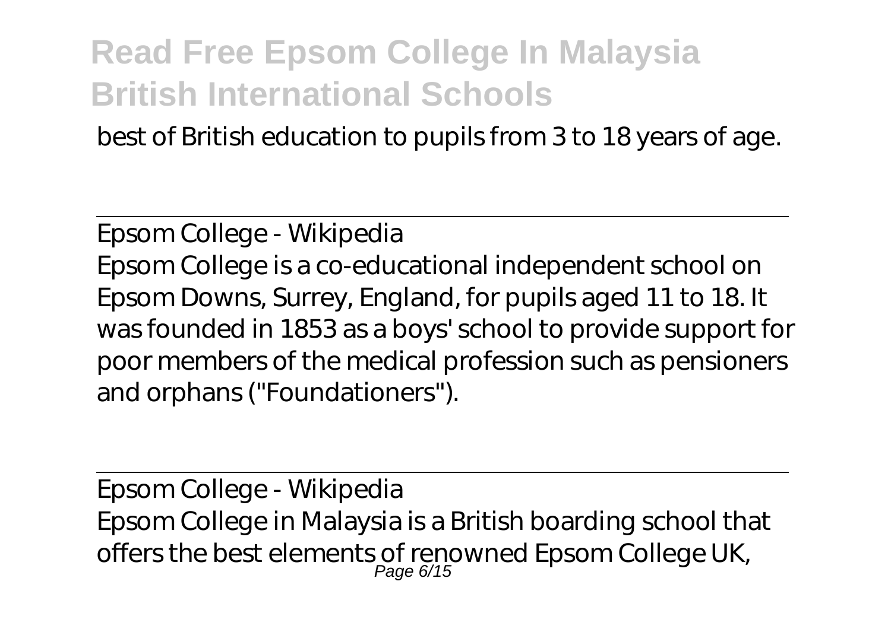best of British education to pupils from 3 to 18 years of age.

Epsom College - Wikipedia

Epsom College is a co-educational independent school on Epsom Downs, Surrey, England, for pupils aged 11 to 18. It was founded in 1853 as a boys' school to provide support for poor members of the medical profession such as pensioners and orphans ("Foundationers").

Epsom College - Wikipedia

Epsom College in Malaysia is a British boarding school that offers the best elements of renowned Epsom College UK,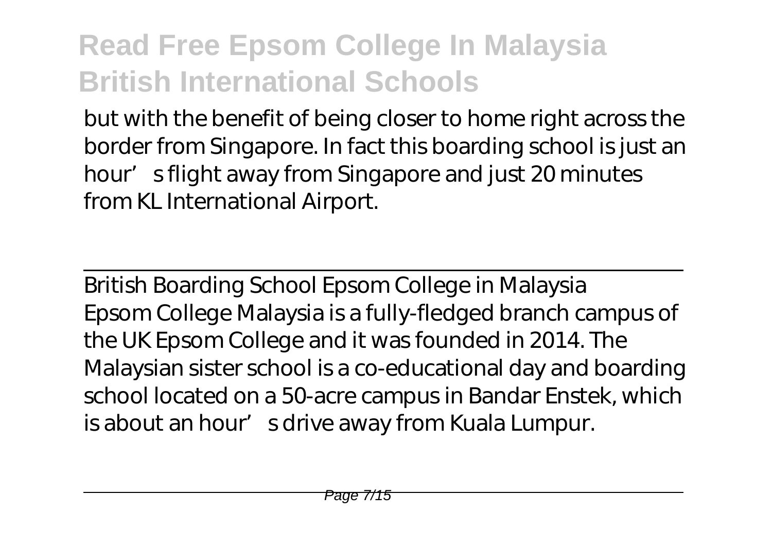but with the benefit of being closer to home right across the border from Singapore. In fact this boarding school is just an hour's flight away from Singapore and just 20 minutes from KL International Airport.

British Boarding School Epsom College in Malaysia

Epsom College Malaysia is a fully-fledged branch campus of the UK Epsom College and it was founded in 2014. The Malaysian sister school is a co-educational day and boarding school located on a 50-acre campus in Bandar Enstek, which is about an hour's drive away from Kuala Lumpur.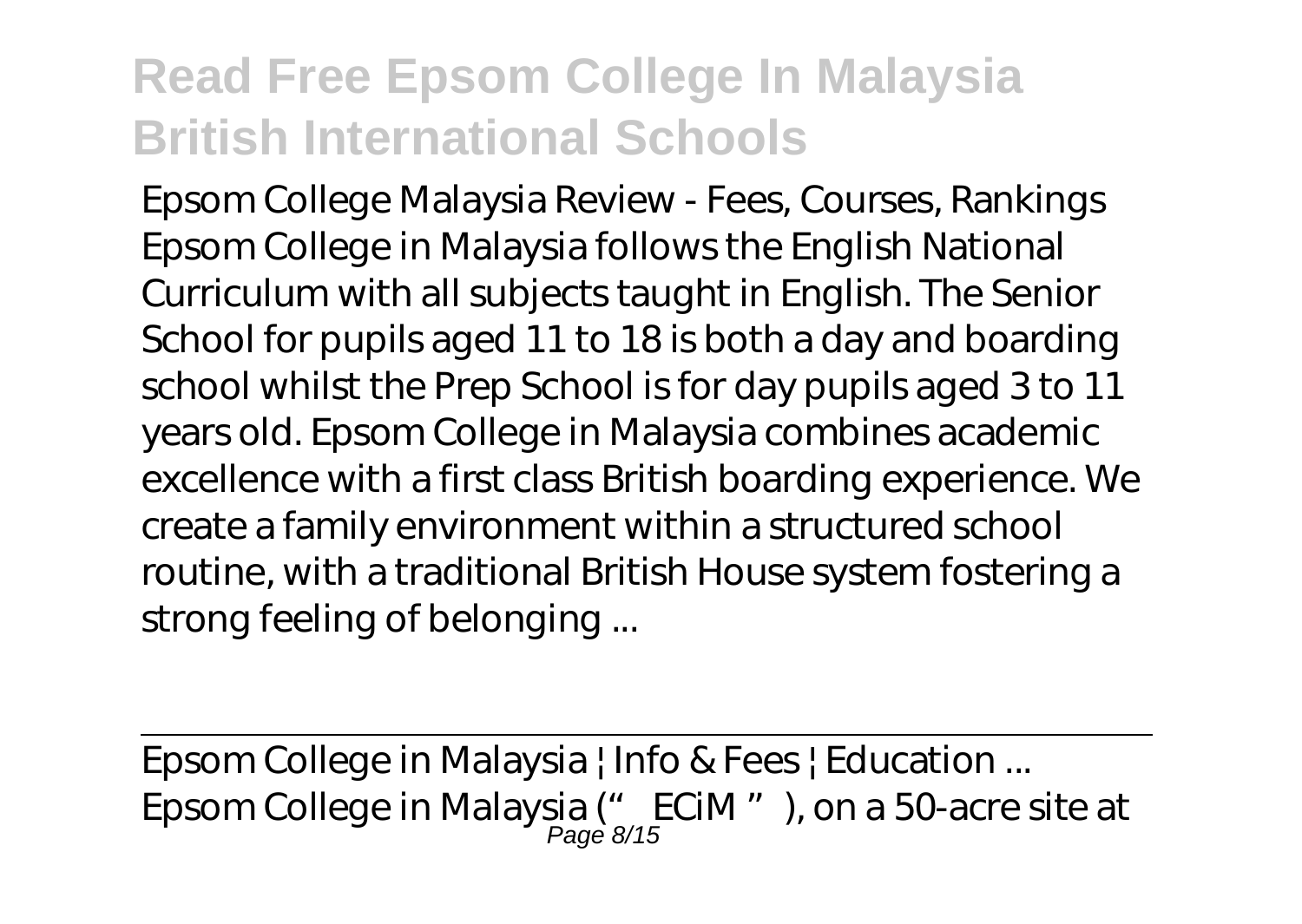Epsom College Malaysia Review - Fees, Courses, Rankings Epsom College in Malaysia follows the English National Curriculum with all subjects taught in English. The Senior School for pupils aged 11 to 18 is both a day and boarding school whilst the Prep School is for day pupils aged 3 to 11 years old. Epsom College in Malaysia combines academic excellence with a first class British boarding experience. We create a family environment within a structured school routine, with a traditional British House system fostering a strong feeling of belonging ...

Epsom College in Malaysia | Info & Fees | Education ...

Epsom College in Malaysia (" ECiM "), on a 50-acre site at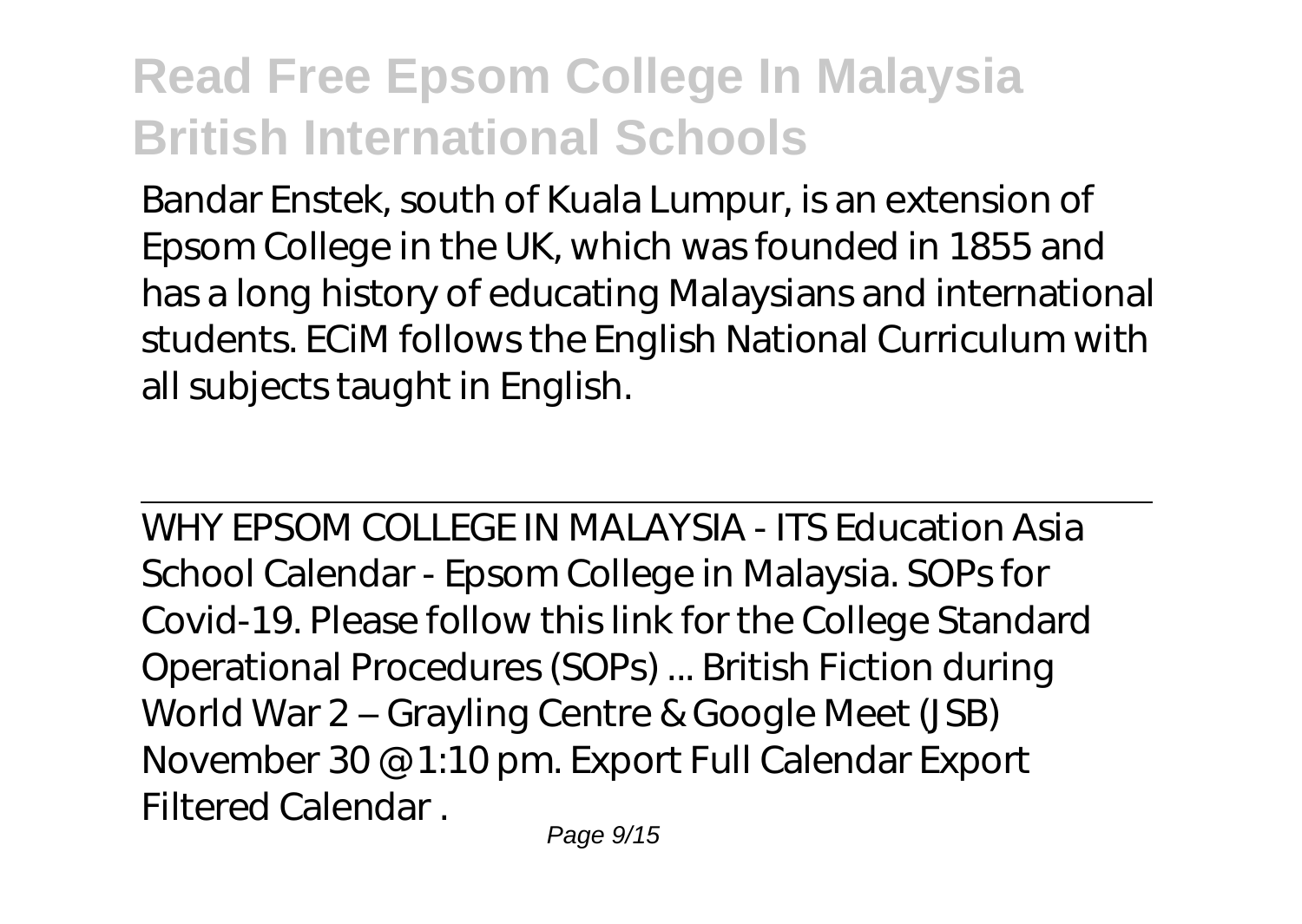Bandar Enstek, south of Kuala Lumpur, is an extension of Epsom College in the UK, which was founded in 1855 and has a long history of educating Malaysians and international students. ECiM follows the English National Curriculum with all subjects taught in English.

WHY EPSOM COLLEGE IN MALAYSIA - ITS Education Asia
School Calendar - Epsom College in Malaysia. SOPs for Covid-19. Please follow this link for the College Standard Operational Procedures (SOPs) ... British Fiction during World War 2 – Grayling Centre & Google Meet (JSB) November 30 @ 1:10 pm. Export Full Calendar Export Filtered Calendar .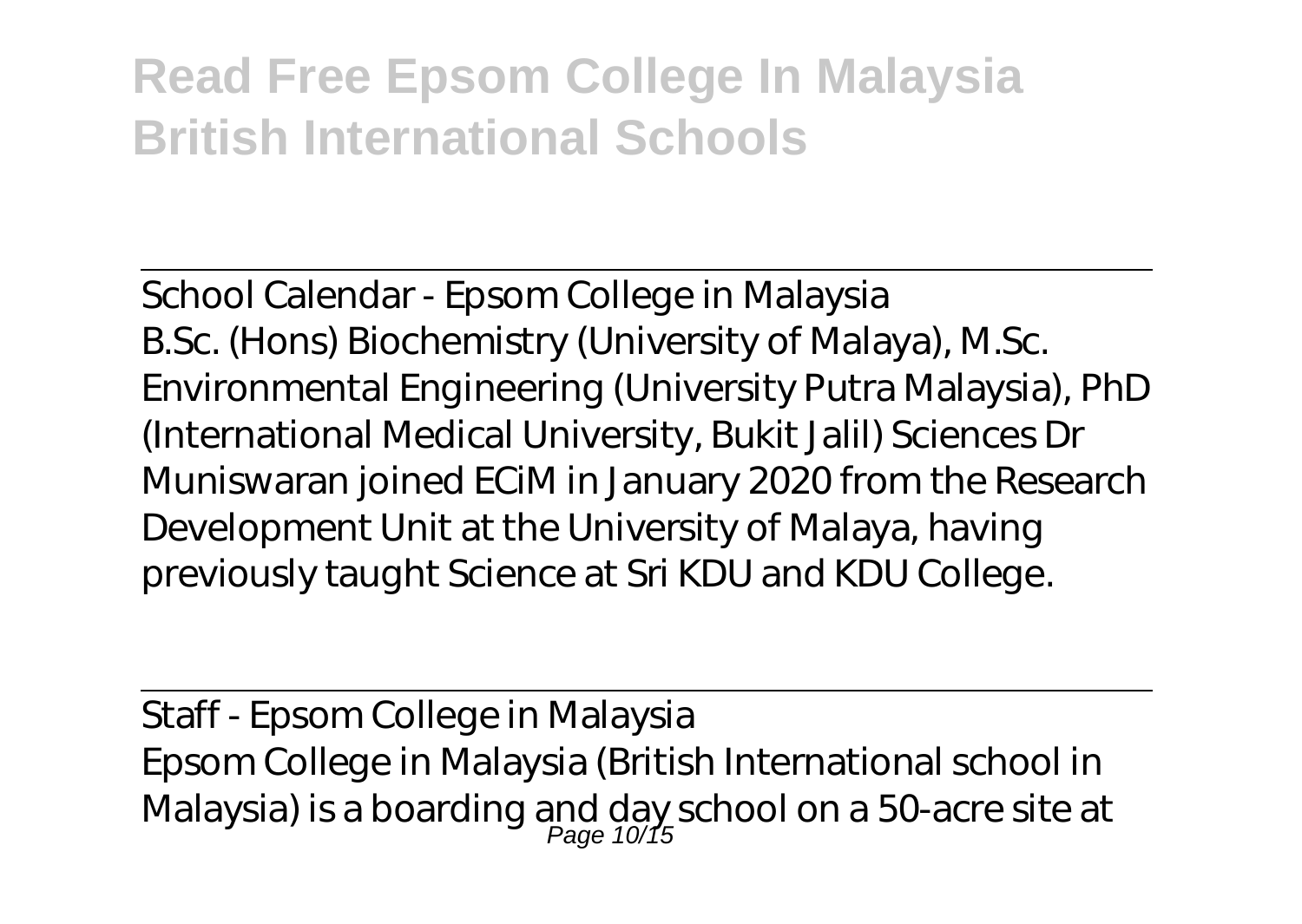School Calendar - Epsom College in Malaysia

B.Sc. (Hons) Biochemistry (University of Malaya), M.Sc. Environmental Engineering (University Putra Malaysia), PhD (International Medical University, Bukit Jalil) Sciences Dr Muniswaran joined ECiM in January 2020 from the Research Development Unit at the University of Malaya, having previously taught Science at Sri KDU and KDU College.

Staff - Epsom College in Malaysia

Epsom College in Malaysia (British International school in Malaysia) is a boarding and day school on a 50-acre site at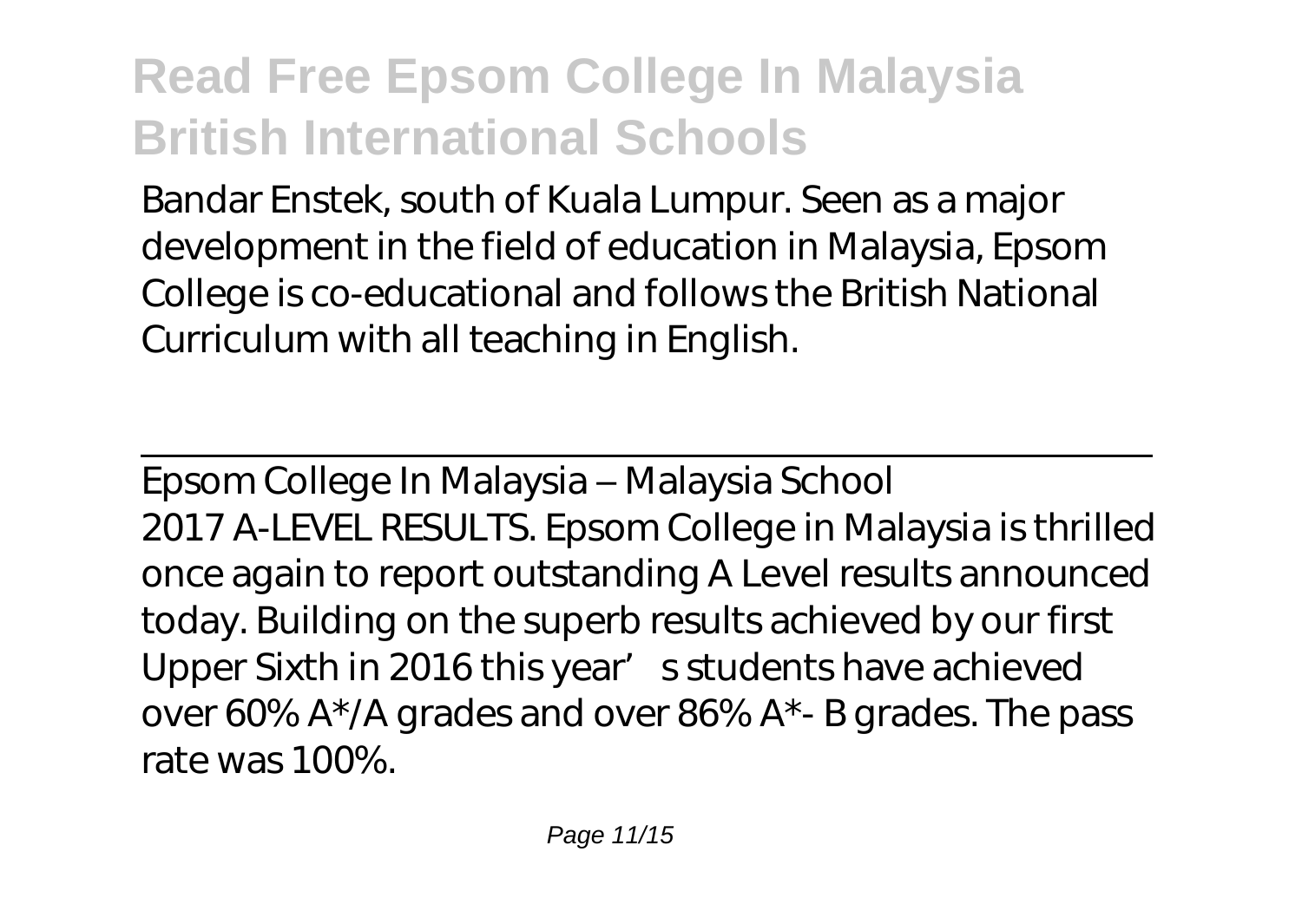Bandar Enstek, south of Kuala Lumpur. Seen as a major development in the field of education in Malaysia, Epsom College is co-educational and follows the British National Curriculum with all teaching in English.

---

Epsom College In Malaysia – Malaysia School

2017 A-LEVEL RESULTS. Epsom College in Malaysia is thrilled once again to report outstanding A Level results announced today. Building on the superb results achieved by our first Upper Sixth in 2016 this year's students have achieved over 60% A*/A grades and over 86% A*- B grades. The pass rate was 100%.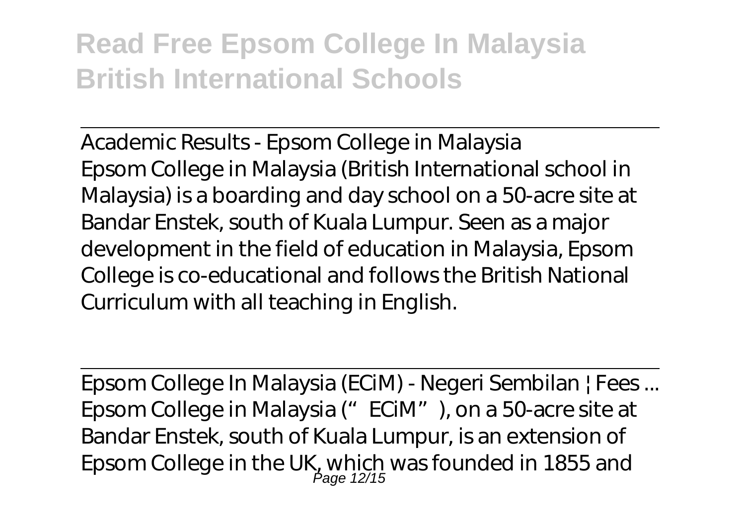Academic Results - Epsom College in Malaysia

Epsom College in Malaysia (British International school in Malaysia) is a boarding and day school on a 50-acre site at Bandar Enstek, south of Kuala Lumpur. Seen as a major development in the field of education in Malaysia, Epsom College is co-educational and follows the British National Curriculum with all teaching in English.

Epsom College In Malaysia (ECiM) - Negeri Sembilan | Fees ...

Epsom College in Malaysia ("ECiM"), on a 50-acre site at Bandar Enstek, south of Kuala Lumpur, is an extension of Epsom College in the UK, which was founded in 1855 and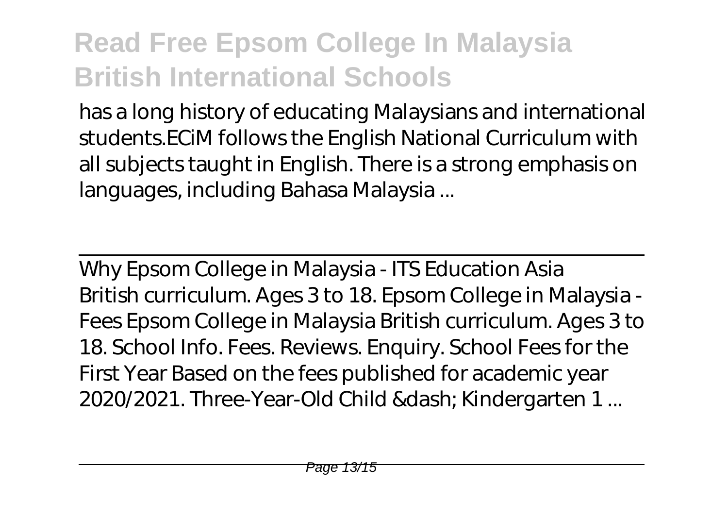has a long history of educating Malaysians and international students.ECiM follows the English National Curriculum with all subjects taught in English. There is a strong emphasis on languages, including Bahasa Malaysia ...

---

Why Epsom College in Malaysia - ITS Education Asia

British curriculum. Ages 3 to 18. Epsom College in Malaysia - Fees Epsom College in Malaysia British curriculum. Ages 3 to 18. School Info. Fees. Reviews. Enquiry. School Fees for the First Year Based on the fees published for academic year 2020/2021. Three-Year-Old Child &dash; Kindergarten 1 ...

---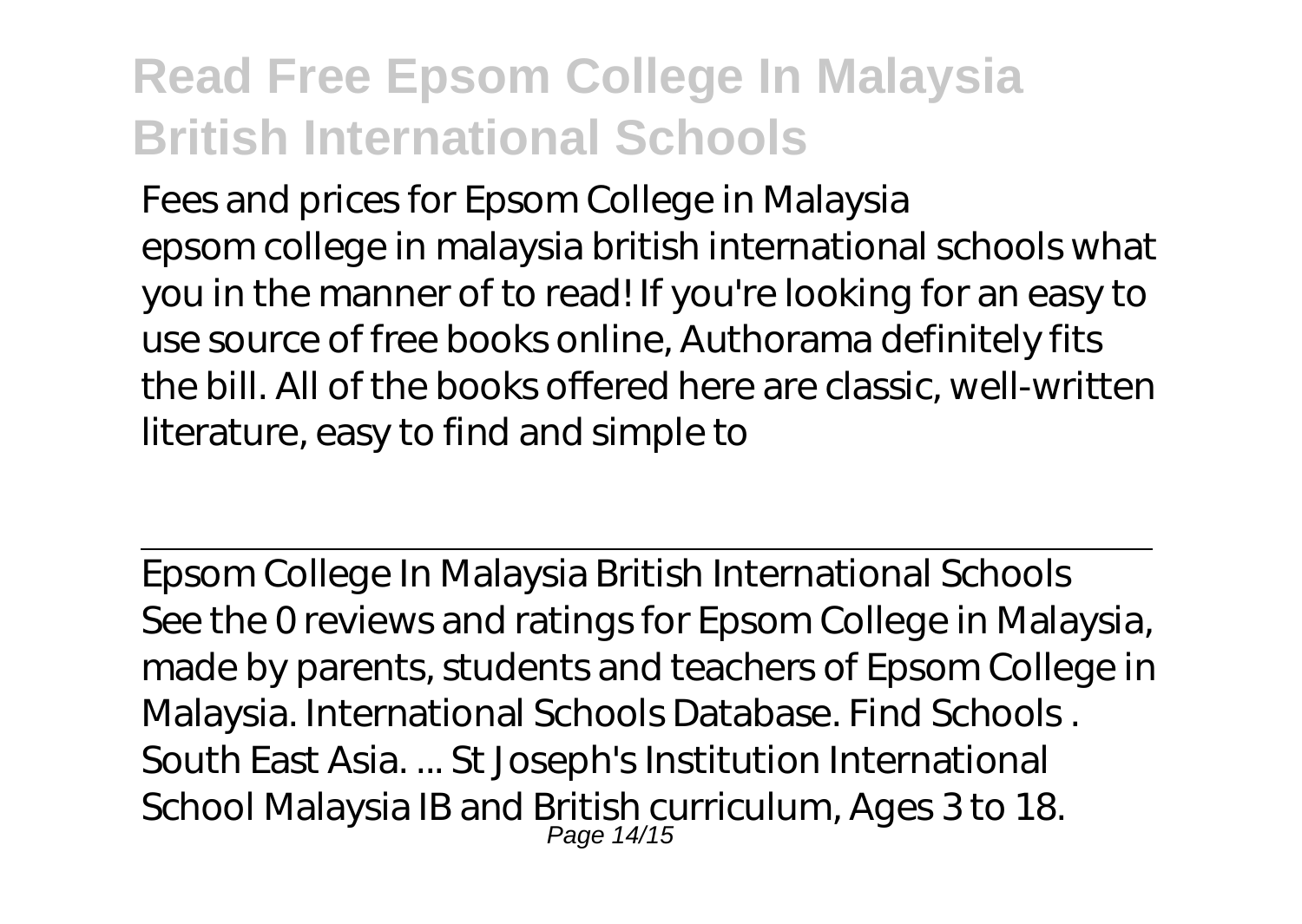Fees and prices for Epsom College in Malaysia
epsom college in malaysia british international schools what you in the manner of to read! If you're looking for an easy to use source of free books online, Authorama definitely fits the bill. All of the books offered here are classic, well-written literature, easy to find and simple to

---

Epsom College In Malaysia British International Schools
See the 0 reviews and ratings for Epsom College in Malaysia, made by parents, students and teachers of Epsom College in Malaysia. International Schools Database. Find Schools . South East Asia. ... St Joseph's Institution International School Malaysia IB and British curriculum, Ages 3 to 18.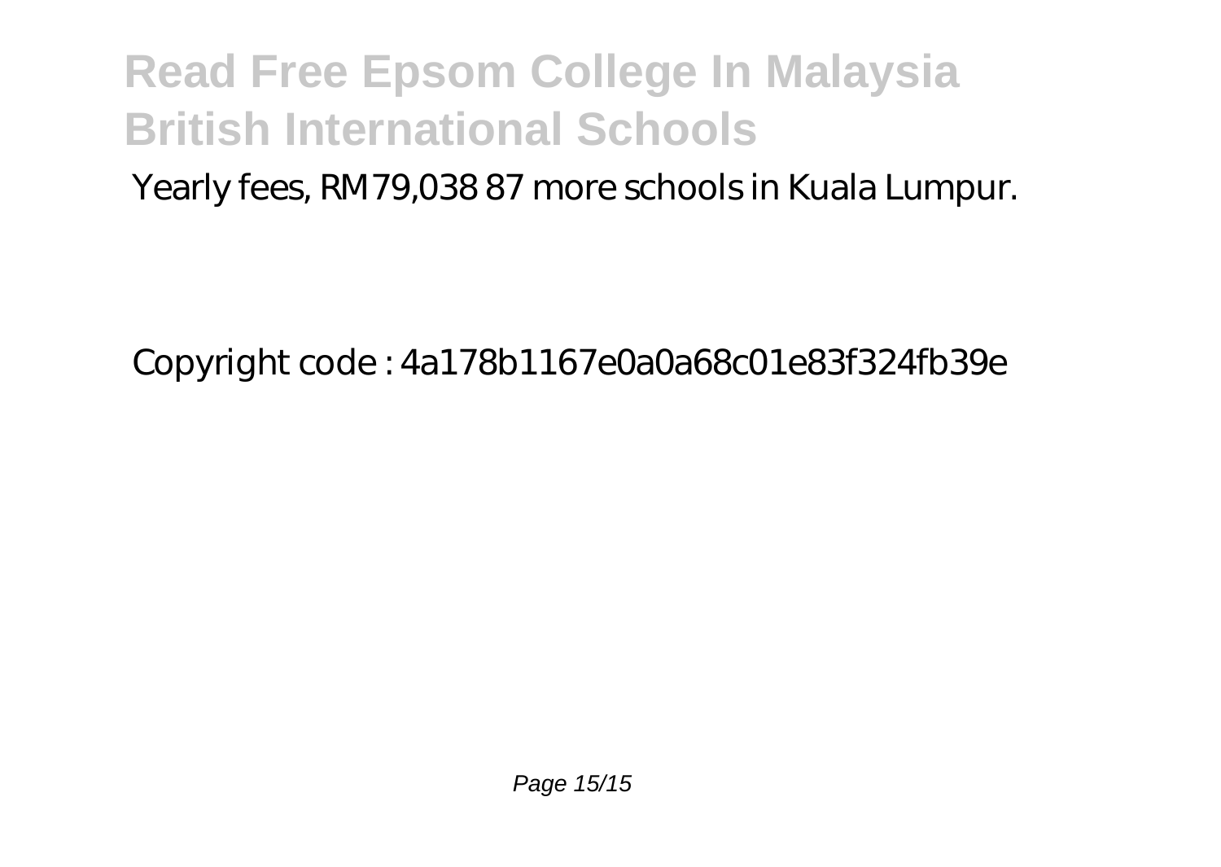Yearly fees, RM79,038 87 more schools in Kuala Lumpur.

Copyright code : 4a178b1167e0a0a68c01e83f324fb39e